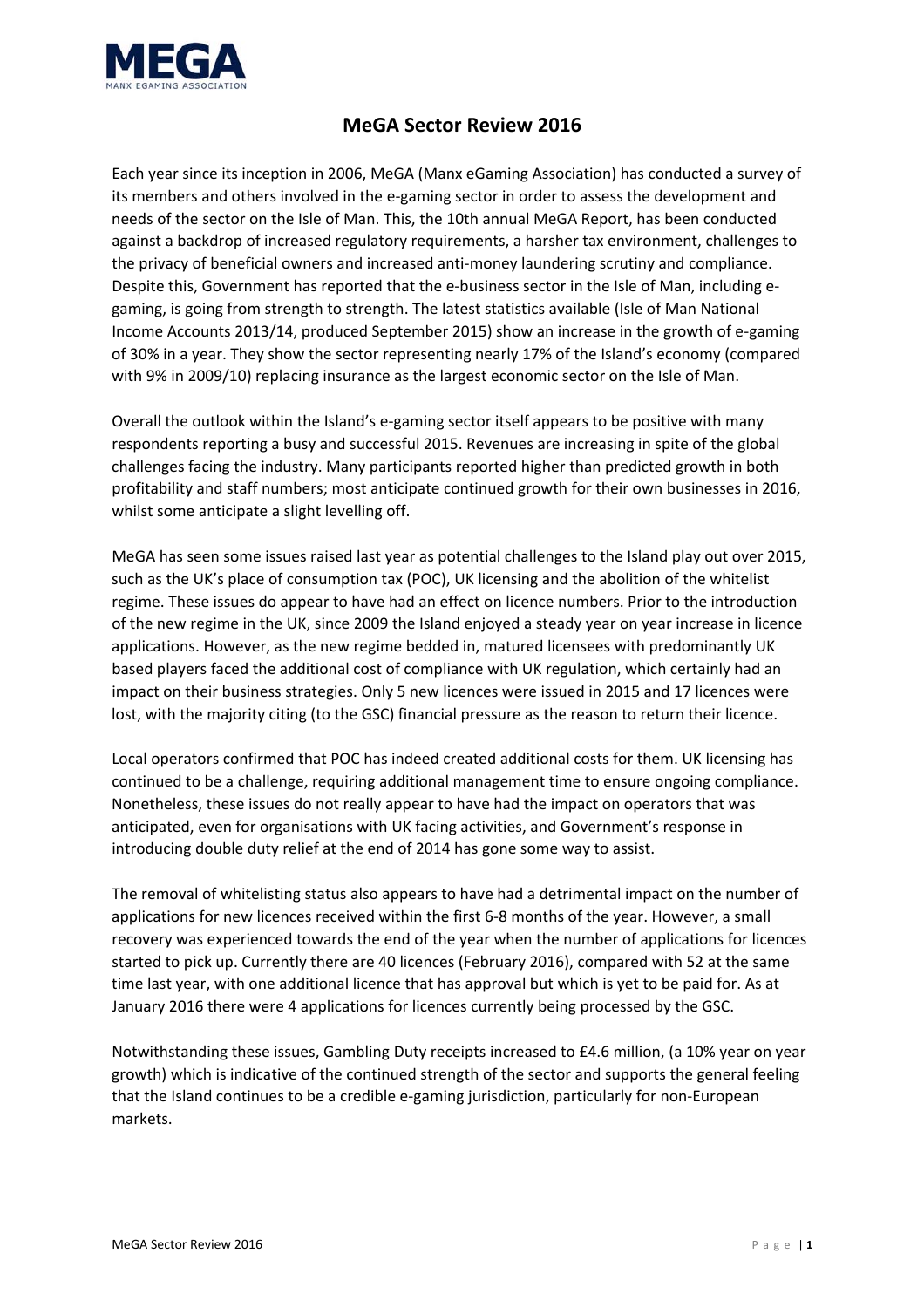# MeGA Sector Review 2016

Each year since its inception in 2006, MeGA (Manx eGaming Association) has conducted a survey of its members and others involved in the e-gaming sector in order to assess the development and needs of the sector on the Isle of Man. This, the 10th annual MeGA Report, has been conducted against a backdrop of increased regulatory requirements, a harsher tax environment, challenges to the privacy of beneficial owners and increased anti-money laundering scrutiny and compliance. Despite this, Government has reported that the e-business sector in the Isle of Man, including e-gaming, is going from strength to strength. The latest statistics available (Isle of Man National Income Accounts 2013/14, produced September 2015) show an increase in the growth of e-gaming of 30% in a year. They show the sector representing nearly 17% of the Island's economy (compared with 9% in 2009/10) replacing insurance as the largest economic sector on the Isle of Man.

Overall the outlook within the Island's e-gaming sector itself appears to be positive with many respondents reporting a busy and successful 2015. Revenues are increasing in spite of the global challenges facing the industry. Many participants reported higher than predicted growth in both profitability and staff numbers; most anticipate continued growth for their own businesses in 2016, whilst some anticipate a slight levelling off.

MeGA has seen some issues raised last year as potential challenges to the Island play out over 2015, such as the UK's place of consumption tax (POC), UK licensing and the abolition of the whitelist regime. These issues do appear to have had an effect on licence numbers. Prior to the introduction of the new regime in the UK, since 2009 the Island enjoyed a steady year on year increase in licence applications. However, as the new regime bedded in, matured licensees with predominantly UK based players faced the additional cost of compliance with UK regulation, which certainly had an impact on their business strategies. Only 5 new licences were issued in 2015 and 17 licences were lost, with the majority citing (to the GSC) financial pressure as the reason to return their licence.

Local operators confirmed that POC has indeed created additional costs for them. UK licensing has continued to be a challenge, requiring additional management time to ensure ongoing compliance. Nonetheless, these issues do not really appear to have had the impact on operators that was anticipated, even for organisations with UK facing activities, and Government's response in introducing double duty relief at the end of 2014 has gone some way to assist.

The removal of whitelisting status also appears to have had a detrimental impact on the number of applications for new licences received within the first 6-8 months of the year. However, a small recovery was experienced towards the end of the year when the number of applications for licences started to pick up. Currently there are 40 licences (February 2016), compared with 52 at the same time last year, with one additional licence that has approval but which is yet to be paid for. As at January 2016 there were 4 applications for licences currently being processed by the GSC.

Notwithstanding these issues, Gambling Duty receipts increased to £4.6 million, (a 10% year on year growth) which is indicative of the continued strength of the sector and supports the general feeling that the Island continues to be a credible e-gaming jurisdiction, particularly for non-European markets.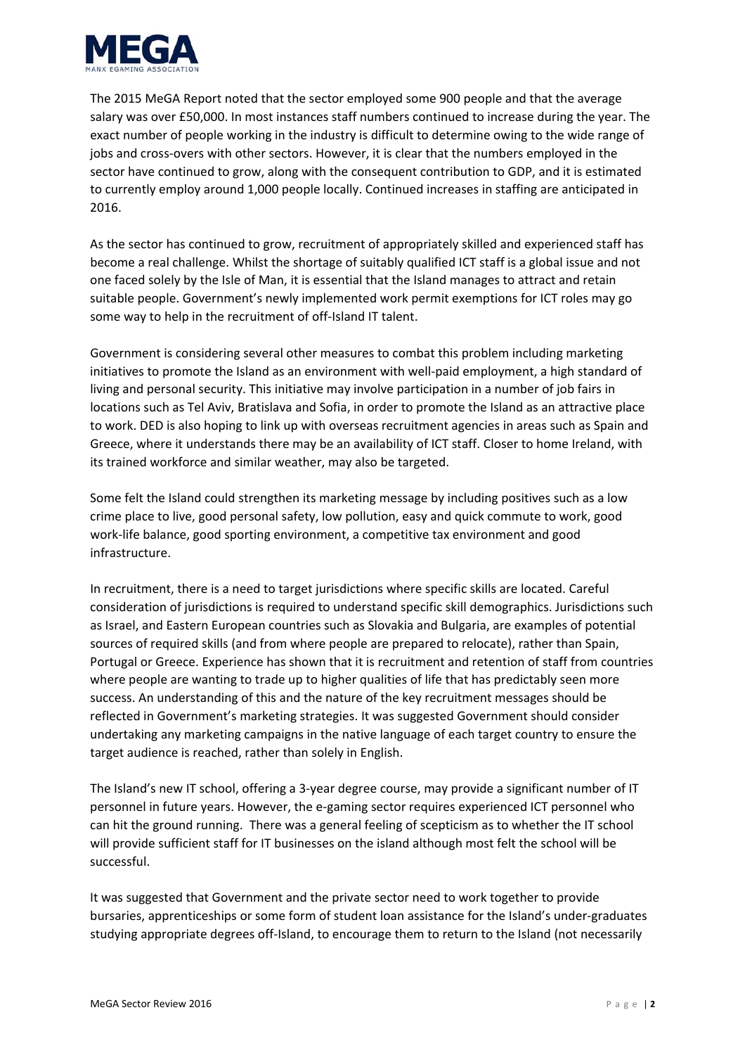The 2015 MeGA Report noted that the sector employed some 900 people and that the average salary was over £50,000. In most instances staff numbers continued to increase during the year. The exact number of people working in the industry is difficult to determine owing to the wide range of jobs and cross-overs with other sectors. However, it is clear that the numbers employed in the sector have continued to grow, along with the consequent contribution to GDP, and it is estimated to currently employ around 1,000 people locally. Continued increases in staffing are anticipated in 2016.

As the sector has continued to grow, recruitment of appropriately skilled and experienced staff has become a real challenge. Whilst the shortage of suitably qualified ICT staff is a global issue and not one faced solely by the Isle of Man, it is essential that the Island manages to attract and retain suitable people. Government's newly implemented work permit exemptions for ICT roles may go some way to help in the recruitment of off-Island IT talent.

Government is considering several other measures to combat this problem including marketing initiatives to promote the Island as an environment with well-paid employment, a high standard of living and personal security. This initiative may involve participation in a number of job fairs in locations such as Tel Aviv, Bratislava and Sofia, in order to promote the Island as an attractive place to work. DED is also hoping to link up with overseas recruitment agencies in areas such as Spain and Greece, where it understands there may be an availability of ICT staff. Closer to home Ireland, with its trained workforce and similar weather, may also be targeted.

Some felt the Island could strengthen its marketing message by including positives such as a low crime place to live, good personal safety, low pollution, easy and quick commute to work, good work-life balance, good sporting environment, a competitive tax environment and good infrastructure.

In recruitment, there is a need to target jurisdictions where specific skills are located. Careful consideration of jurisdictions is required to understand specific skill demographics. Jurisdictions such as Israel, and Eastern European countries such as Slovakia and Bulgaria, are examples of potential sources of required skills (and from where people are prepared to relocate), rather than Spain, Portugal or Greece. Experience has shown that it is recruitment and retention of staff from countries where people are wanting to trade up to higher qualities of life that has predictably seen more success. An understanding of this and the nature of the key recruitment messages should be reflected in Government's marketing strategies. It was suggested Government should consider undertaking any marketing campaigns in the native language of each target country to ensure the target audience is reached, rather than solely in English.

The Island's new IT school, offering a 3-year degree course, may provide a significant number of IT personnel in future years. However, the e-gaming sector requires experienced ICT personnel who can hit the ground running. There was a general feeling of scepticism as to whether the IT school will provide sufficient staff for IT businesses on the island although most felt the school will be successful.

It was suggested that Government and the private sector need to work together to provide bursaries, apprenticeships or some form of student loan assistance for the Island's under-graduates studying appropriate degrees off-Island, to encourage them to return to the Island (not necessarily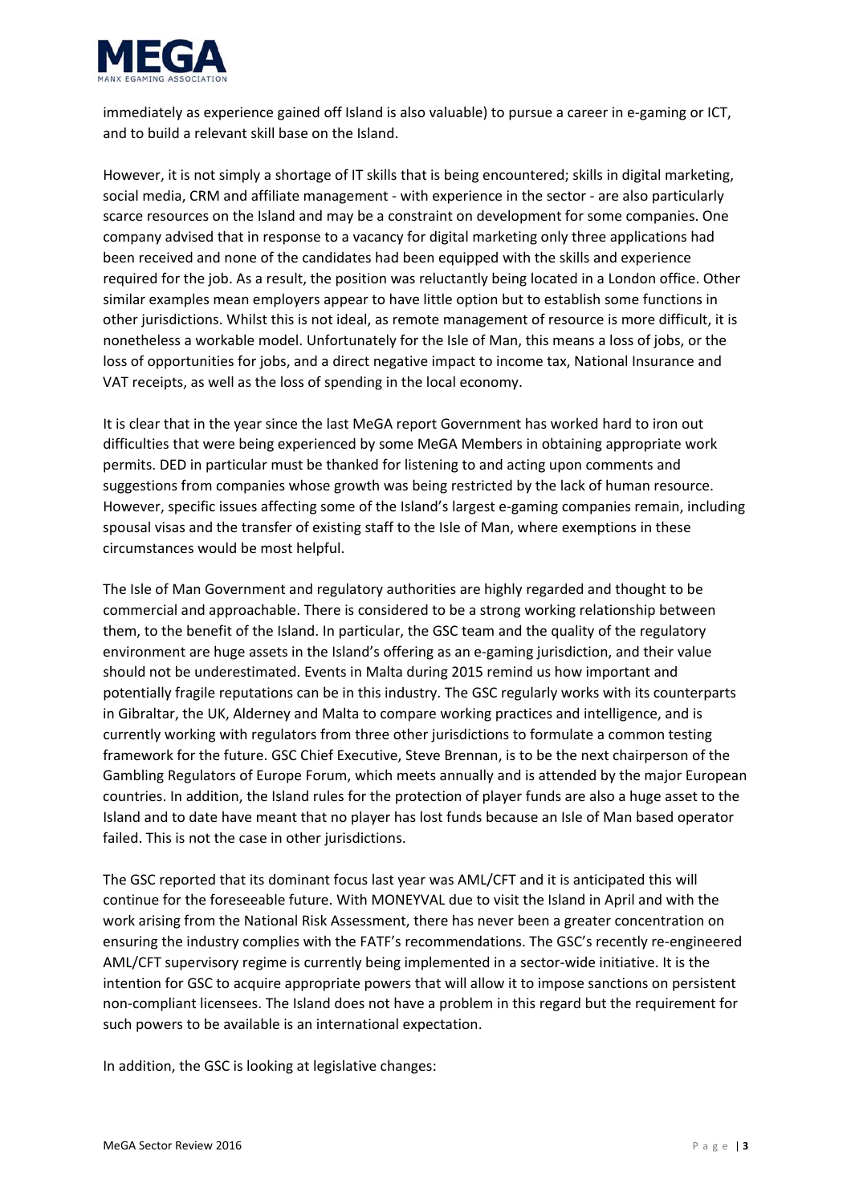immediately as experience gained off Island is also valuable) to pursue a career in e-gaming or ICT, and to build a relevant skill base on the Island.

However, it is not simply a shortage of IT skills that is being encountered; skills in digital marketing, social media, CRM and affiliate management - with experience in the sector - are also particularly scarce resources on the Island and may be a constraint on development for some companies. One company advised that in response to a vacancy for digital marketing only three applications had been received and none of the candidates had been equipped with the skills and experience required for the job. As a result, the position was reluctantly being located in a London office. Other similar examples mean employers appear to have little option but to establish some functions in other jurisdictions. Whilst this is not ideal, as remote management of resource is more difficult, it is nonetheless a workable model. Unfortunately for the Isle of Man, this means a loss of jobs, or the loss of opportunities for jobs, and a direct negative impact to income tax, National Insurance and VAT receipts, as well as the loss of spending in the local economy.

It is clear that in the year since the last MeGA report Government has worked hard to iron out difficulties that were being experienced by some MeGA Members in obtaining appropriate work permits. DED in particular must be thanked for listening to and acting upon comments and suggestions from companies whose growth was being restricted by the lack of human resource. However, specific issues affecting some of the Island's largest e-gaming companies remain, including spousal visas and the transfer of existing staff to the Isle of Man, where exemptions in these circumstances would be most helpful.

The Isle of Man Government and regulatory authorities are highly regarded and thought to be commercial and approachable. There is considered to be a strong working relationship between them, to the benefit of the Island. In particular, the GSC team and the quality of the regulatory environment are huge assets in the Island's offering as an e-gaming jurisdiction, and their value should not be underestimated. Events in Malta during 2015 remind us how important and potentially fragile reputations can be in this industry. The GSC regularly works with its counterparts in Gibraltar, the UK, Alderney and Malta to compare working practices and intelligence, and is currently working with regulators from three other jurisdictions to formulate a common testing framework for the future. GSC Chief Executive, Steve Brennan, is to be the next chairperson of the Gambling Regulators of Europe Forum, which meets annually and is attended by the major European countries. In addition, the Island rules for the protection of player funds are also a huge asset to the Island and to date have meant that no player has lost funds because an Isle of Man based operator failed. This is not the case in other jurisdictions.

The GSC reported that its dominant focus last year was AML/CFT and it is anticipated this will continue for the foreseeable future. With MONEYVAL due to visit the Island in April and with the work arising from the National Risk Assessment, there has never been a greater concentration on ensuring the industry complies with the FATF's recommendations. The GSC's recently re-engineered AML/CFT supervisory regime is currently being implemented in a sector-wide initiative. It is the intention for GSC to acquire appropriate powers that will allow it to impose sanctions on persistent non-compliant licensees. The Island does not have a problem in this regard but the requirement for such powers to be available is an international expectation.

In addition, the GSC is looking at legislative changes: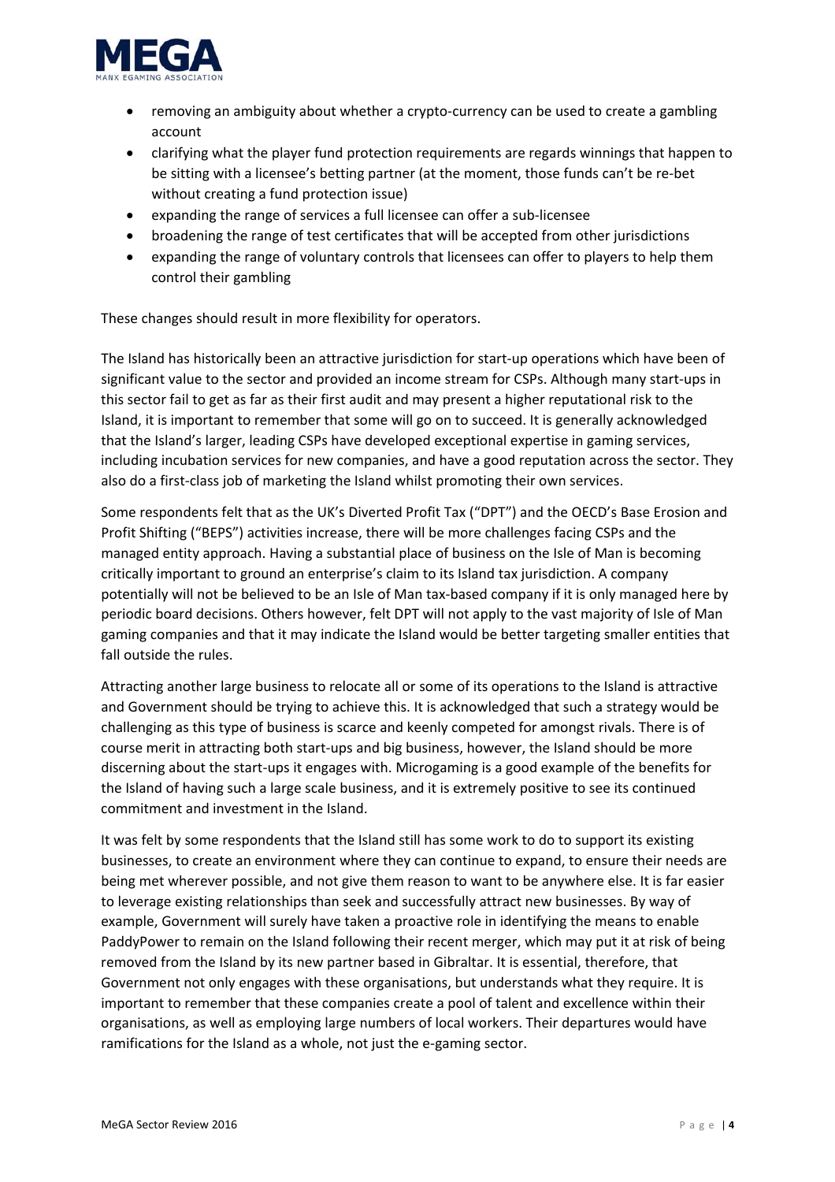- removing an ambiguity about whether a crypto-currency can be used to create a gambling account
- clarifying what the player fund protection requirements are regards winnings that happen to be sitting with a licensee's betting partner (at the moment, those funds can't be re-bet without creating a fund protection issue)
- expanding the range of services a full licensee can offer a sub-licensee
- broadening the range of test certificates that will be accepted from other jurisdictions
- expanding the range of voluntary controls that licensees can offer to players to help them control their gambling

These changes should result in more flexibility for operators.

The Island has historically been an attractive jurisdiction for start-up operations which have been of significant value to the sector and provided an income stream for CSPs. Although many start-ups in this sector fail to get as far as their first audit and may present a higher reputational risk to the Island, it is important to remember that some will go on to succeed. It is generally acknowledged that the Island's larger, leading CSPs have developed exceptional expertise in gaming services, including incubation services for new companies, and have a good reputation across the sector. They also do a first-class job of marketing the Island whilst promoting their own services.

Some respondents felt that as the UK's Diverted Profit Tax ("DPT") and the OECD's Base Erosion and Profit Shifting ("BEPS") activities increase, there will be more challenges facing CSPs and the managed entity approach. Having a substantial place of business on the Isle of Man is becoming critically important to ground an enterprise's claim to its Island tax jurisdiction. A company potentially will not be believed to be an Isle of Man tax-based company if it is only managed here by periodic board decisions. Others however, felt DPT will not apply to the vast majority of Isle of Man gaming companies and that it may indicate the Island would be better targeting smaller entities that fall outside the rules.

Attracting another large business to relocate all or some of its operations to the Island is attractive and Government should be trying to achieve this. It is acknowledged that such a strategy would be challenging as this type of business is scarce and keenly competed for amongst rivals. There is of course merit in attracting both start-ups and big business, however, the Island should be more discerning about the start-ups it engages with. Microgaming is a good example of the benefits for the Island of having such a large scale business, and it is extremely positive to see its continued commitment and investment in the Island.

It was felt by some respondents that the Island still has some work to do to support its existing businesses, to create an environment where they can continue to expand, to ensure their needs are being met wherever possible, and not give them reason to want to be anywhere else. It is far easier to leverage existing relationships than seek and successfully attract new businesses. By way of example, Government will surely have taken a proactive role in identifying the means to enable PaddyPower to remain on the Island following their recent merger, which may put it at risk of being removed from the Island by its new partner based in Gibraltar. It is essential, therefore, that Government not only engages with these organisations, but understands what they require. It is important to remember that these companies create a pool of talent and excellence within their organisations, as well as employing large numbers of local workers. Their departures would have ramifications for the Island as a whole, not just the e-gaming sector.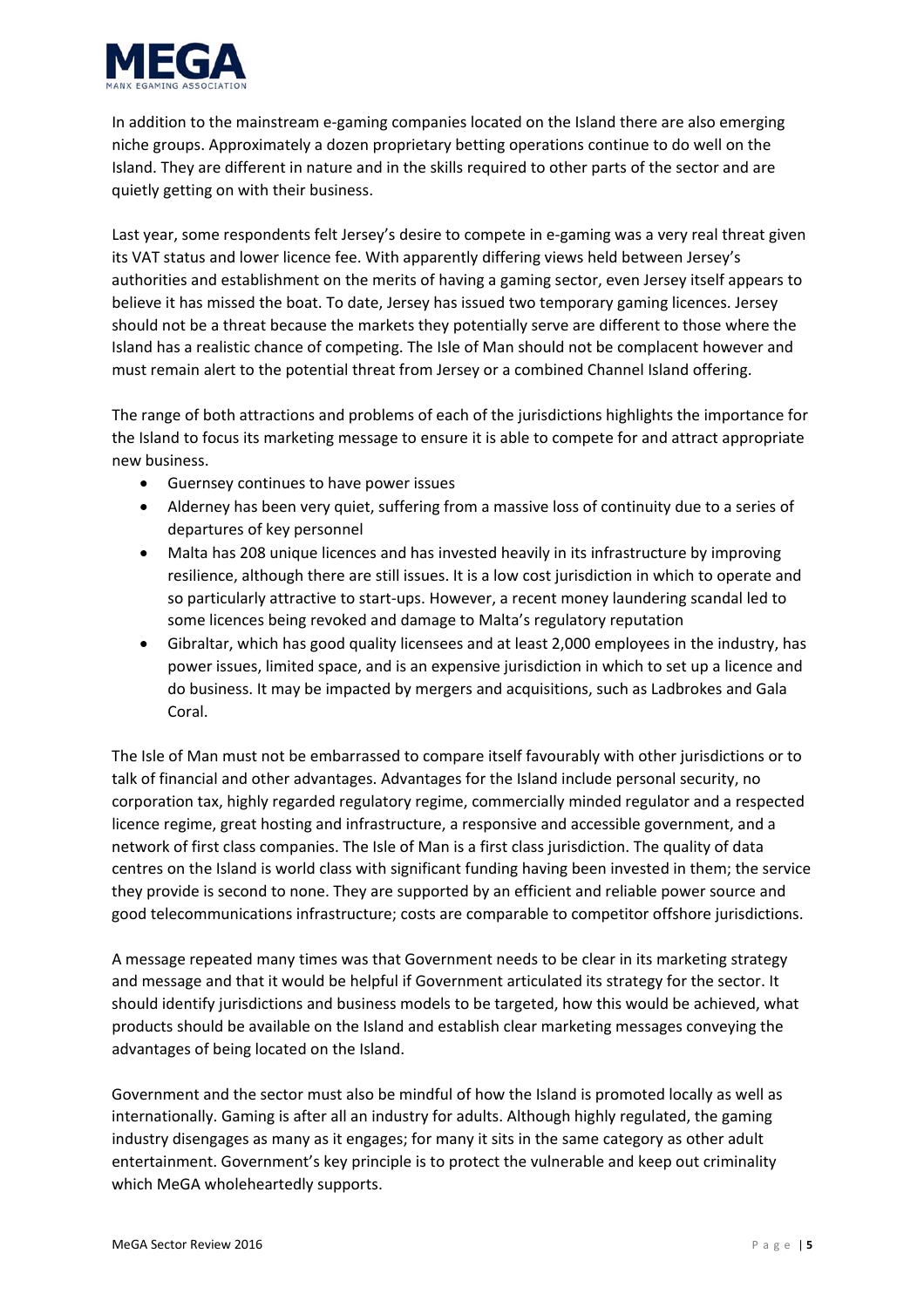In addition to the mainstream e-gaming companies located on the Island there are also emerging niche groups. Approximately a dozen proprietary betting operations continue to do well on the Island. They are different in nature and in the skills required to other parts of the sector and are quietly getting on with their business.

Last year, some respondents felt Jersey's desire to compete in e-gaming was a very real threat given its VAT status and lower licence fee. With apparently differing views held between Jersey's authorities and establishment on the merits of having a gaming sector, even Jersey itself appears to believe it has missed the boat. To date, Jersey has issued two temporary gaming licences. Jersey should not be a threat because the markets they potentially serve are different to those where the Island has a realistic chance of competing. The Isle of Man should not be complacent however and must remain alert to the potential threat from Jersey or a combined Channel Island offering.

The range of both attractions and problems of each of the jurisdictions highlights the importance for the Island to focus its marketing message to ensure it is able to compete for and attract appropriate new business.

- Guernsey continues to have power issues
- Alderney has been very quiet, suffering from a massive loss of continuity due to a series of departures of key personnel
- Malta has 208 unique licences and has invested heavily in its infrastructure by improving resilience, although there are still issues. It is a low cost jurisdiction in which to operate and so particularly attractive to start-ups. However, a recent money laundering scandal led to some licences being revoked and damage to Malta's regulatory reputation
- Gibraltar, which has good quality licensees and at least 2,000 employees in the industry, has power issues, limited space, and is an expensive jurisdiction in which to set up a licence and do business. It may be impacted by mergers and acquisitions, such as Ladbrokes and Gala Coral.

The Isle of Man must not be embarrassed to compare itself favourably with other jurisdictions or to talk of financial and other advantages. Advantages for the Island include personal security, no corporation tax, highly regarded regulatory regime, commercially minded regulator and a respected licence regime, great hosting and infrastructure, a responsive and accessible government, and a network of first class companies. The Isle of Man is a first class jurisdiction. The quality of data centres on the Island is world class with significant funding having been invested in them; the service they provide is second to none. They are supported by an efficient and reliable power source and good telecommunications infrastructure; costs are comparable to competitor offshore jurisdictions.

A message repeated many times was that Government needs to be clear in its marketing strategy and message and that it would be helpful if Government articulated its strategy for the sector. It should identify jurisdictions and business models to be targeted, how this would be achieved, what products should be available on the Island and establish clear marketing messages conveying the advantages of being located on the Island.

Government and the sector must also be mindful of how the Island is promoted locally as well as internationally. Gaming is after all an industry for adults. Although highly regulated, the gaming industry disengages as many as it engages; for many it sits in the same category as other adult entertainment. Government's key principle is to protect the vulnerable and keep out criminality which MeGA wholeheartedly supports.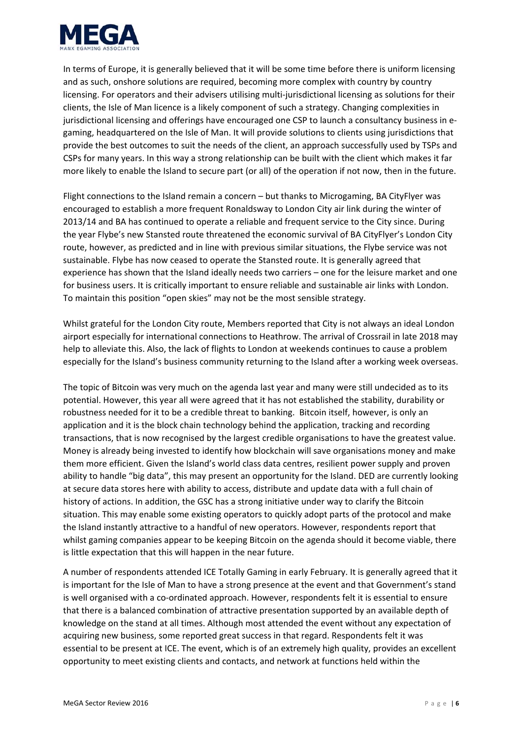In terms of Europe, it is generally believed that it will be some time before there is uniform licensing and as such, onshore solutions are required, becoming more complex with country by country licensing. For operators and their advisers utilising multi-jurisdictional licensing as solutions for their clients, the Isle of Man licence is a likely component of such a strategy. Changing complexities in jurisdictional licensing and offerings have encouraged one CSP to launch a consultancy business in e-gaming, headquartered on the Isle of Man. It will provide solutions to clients using jurisdictions that provide the best outcomes to suit the needs of the client, an approach successfully used by TSPs and CSPs for many years. In this way a strong relationship can be built with the client which makes it far more likely to enable the Island to secure part (or all) of the operation if not now, then in the future.

Flight connections to the Island remain a concern – but thanks to Microgaming, BA CityFlyer was encouraged to establish a more frequent Ronaldsway to London City air link during the winter of 2013/14 and BA has continued to operate a reliable and frequent service to the City since. During the year Flybe's new Stansted route threatened the economic survival of BA CityFlyer's London City route, however, as predicted and in line with previous similar situations, the Flybe service was not sustainable. Flybe has now ceased to operate the Stansted route. It is generally agreed that experience has shown that the Island ideally needs two carriers – one for the leisure market and one for business users. It is critically important to ensure reliable and sustainable air links with London. To maintain this position "open skies" may not be the most sensible strategy.

Whilst grateful for the London City route, Members reported that City is not always an ideal London airport especially for international connections to Heathrow. The arrival of Crossrail in late 2018 may help to alleviate this. Also, the lack of flights to London at weekends continues to cause a problem especially for the Island's business community returning to the Island after a working week overseas.

The topic of Bitcoin was very much on the agenda last year and many were still undecided as to its potential. However, this year all were agreed that it has not established the stability, durability or robustness needed for it to be a credible threat to banking. Bitcoin itself, however, is only an application and it is the block chain technology behind the application, tracking and recording transactions, that is now recognised by the largest credible organisations to have the greatest value. Money is already being invested to identify how blockchain will save organisations money and make them more efficient. Given the Island's world class data centres, resilient power supply and proven ability to handle "big data", this may present an opportunity for the Island. DED are currently looking at secure data stores here with ability to access, distribute and update data with a full chain of history of actions. In addition, the GSC has a strong initiative under way to clarify the Bitcoin situation. This may enable some existing operators to quickly adopt parts of the protocol and make the Island instantly attractive to a handful of new operators. However, respondents report that whilst gaming companies appear to be keeping Bitcoin on the agenda should it become viable, there is little expectation that this will happen in the near future.

A number of respondents attended ICE Totally Gaming in early February. It is generally agreed that it is important for the Isle of Man to have a strong presence at the event and that Government's stand is well organised with a co-ordinated approach. However, respondents felt it is essential to ensure that there is a balanced combination of attractive presentation supported by an available depth of knowledge on the stand at all times. Although most attended the event without any expectation of acquiring new business, some reported great success in that regard. Respondents felt it was essential to be present at ICE. The event, which is of an extremely high quality, provides an excellent opportunity to meet existing clients and contacts, and network at functions held within the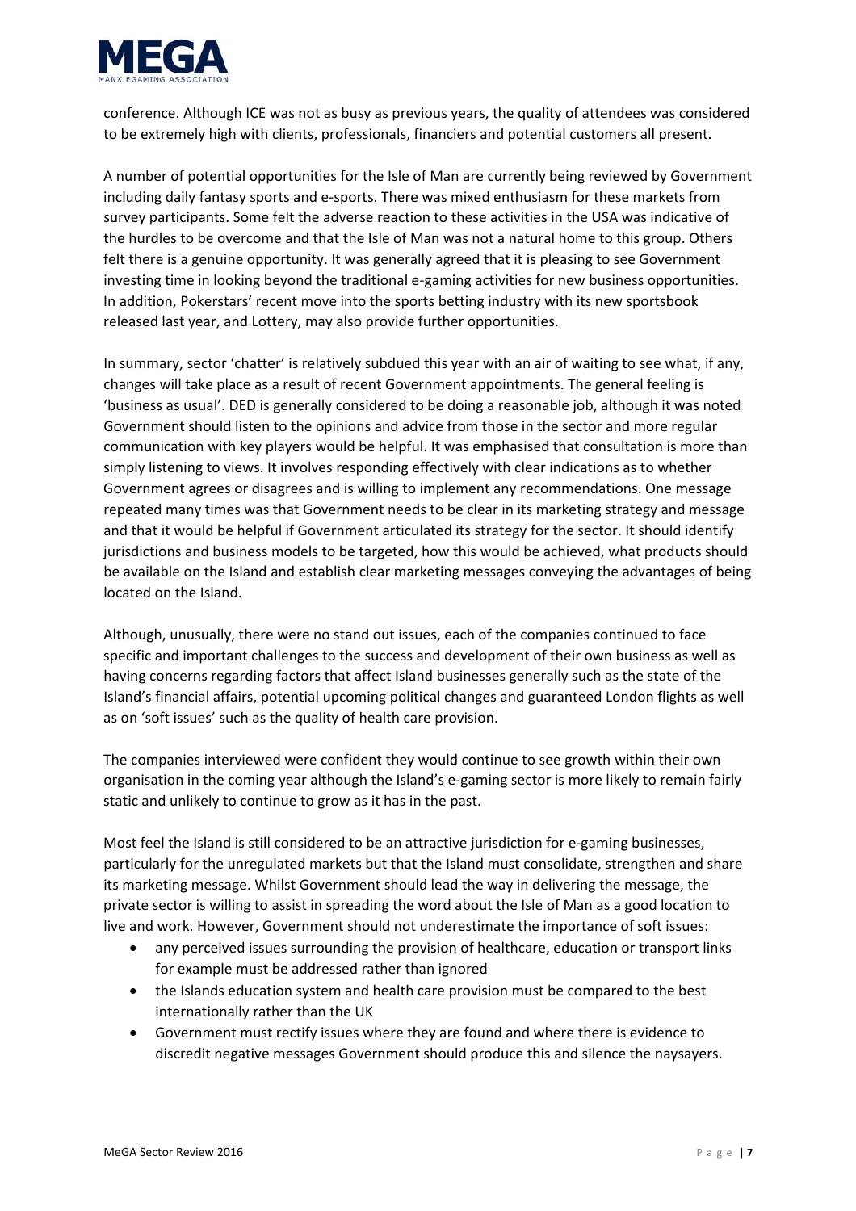conference. Although ICE was not as busy as previous years, the quality of attendees was considered to be extremely high with clients, professionals, financiers and potential customers all present.

A number of potential opportunities for the Isle of Man are currently being reviewed by Government including daily fantasy sports and e-sports. There was mixed enthusiasm for these markets from survey participants. Some felt the adverse reaction to these activities in the USA was indicative of the hurdles to be overcome and that the Isle of Man was not a natural home to this group. Others felt there is a genuine opportunity. It was generally agreed that it is pleasing to see Government investing time in looking beyond the traditional e-gaming activities for new business opportunities. In addition, Pokerstars' recent move into the sports betting industry with its new sportsbook released last year, and Lottery, may also provide further opportunities.

In summary, sector 'chatter' is relatively subdued this year with an air of waiting to see what, if any, changes will take place as a result of recent Government appointments. The general feeling is 'business as usual'. DED is generally considered to be doing a reasonable job, although it was noted Government should listen to the opinions and advice from those in the sector and more regular communication with key players would be helpful. It was emphasised that consultation is more than simply listening to views. It involves responding effectively with clear indications as to whether Government agrees or disagrees and is willing to implement any recommendations. One message repeated many times was that Government needs to be clear in its marketing strategy and message and that it would be helpful if Government articulated its strategy for the sector. It should identify jurisdictions and business models to be targeted, how this would be achieved, what products should be available on the Island and establish clear marketing messages conveying the advantages of being located on the Island.

Although, unusually, there were no stand out issues, each of the companies continued to face specific and important challenges to the success and development of their own business as well as having concerns regarding factors that affect Island businesses generally such as the state of the Island's financial affairs, potential upcoming political changes and guaranteed London flights as well as on 'soft issues' such as the quality of health care provision.

The companies interviewed were confident they would continue to see growth within their own organisation in the coming year although the Island's e-gaming sector is more likely to remain fairly static and unlikely to continue to grow as it has in the past.

Most feel the Island is still considered to be an attractive jurisdiction for e-gaming businesses, particularly for the unregulated markets but that the Island must consolidate, strengthen and share its marketing message. Whilst Government should lead the way in delivering the message, the private sector is willing to assist in spreading the word about the Isle of Man as a good location to live and work. However, Government should not underestimate the importance of soft issues:

- any perceived issues surrounding the provision of healthcare, education or transport links for example must be addressed rather than ignored
- the Islands education system and health care provision must be compared to the best internationally rather than the UK
- Government must rectify issues where they are found and where there is evidence to discredit negative messages Government should produce this and silence the naysayers.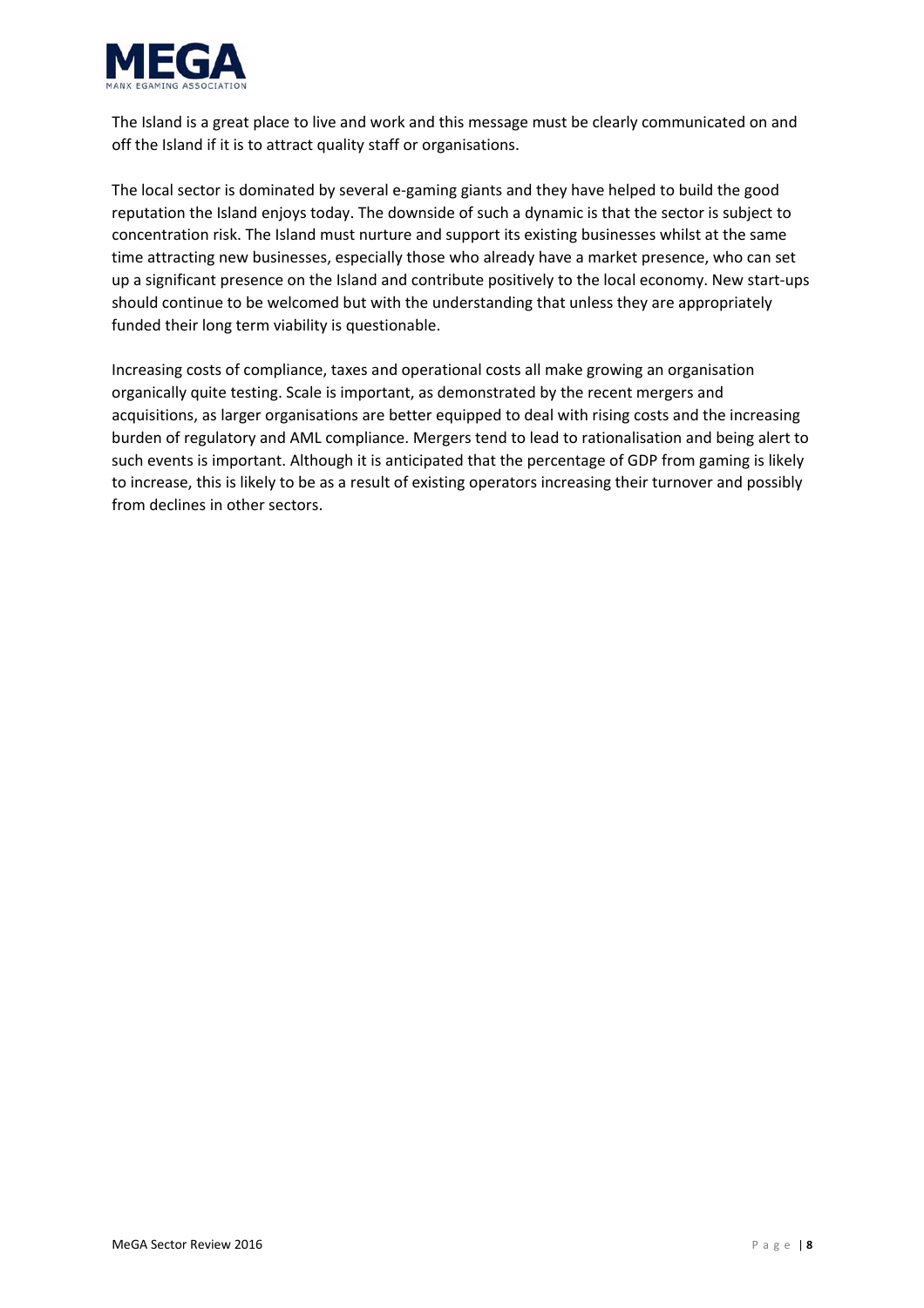The Island is a great place to live and work and this message must be clearly communicated on and off the Island if it is to attract quality staff or organisations.

The local sector is dominated by several e-gaming giants and they have helped to build the good reputation the Island enjoys today. The downside of such a dynamic is that the sector is subject to concentration risk. The Island must nurture and support its existing businesses whilst at the same time attracting new businesses, especially those who already have a market presence, who can set up a significant presence on the Island and contribute positively to the local economy. New start-ups should continue to be welcomed but with the understanding that unless they are appropriately funded their long term viability is questionable.

Increasing costs of compliance, taxes and operational costs all make growing an organisation organically quite testing. Scale is important, as demonstrated by the recent mergers and acquisitions, as larger organisations are better equipped to deal with rising costs and the increasing burden of regulatory and AML compliance. Mergers tend to lead to rationalisation and being alert to such events is important. Although it is anticipated that the percentage of GDP from gaming is likely to increase, this is likely to be as a result of existing operators increasing their turnover and possibly from declines in other sectors.